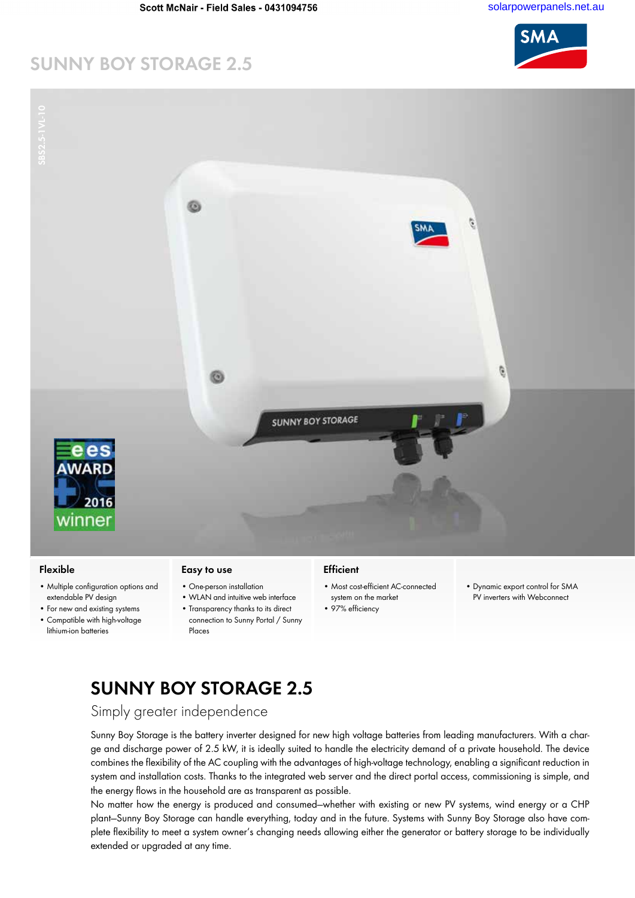Scott McNair - Field Sales - 0431094756

solarpowerpanels.net.au

# SUNNY BOY STORAGE 2.5

SBS2.5-1VL-10

### Flexible

- Multiple configuration options and extendable PV design
- For new and existing systems
- Compatible with high-voltage lithium-ion batteries

### Easy to use

- One-person installation
- WLAN and intuitive web interface
- Transparency thanks to its direct connection to Sunny Portal / Sunny Places

### Efficient

- Most cost-efficient AC-connected system on the market
- 97% efficiency

- Dynamic export control for SMA PV inverters with Webconnect

## SUNNY BOY STORAGE 2.5

Simply greater independence

Sunny Boy Storage is the battery inverter designed for new high voltage batteries from leading manufacturers. With a charge and discharge power of 2.5 kW, it is ideally suited to handle the electricity demand of a private household. The device combines the flexibility of the AC coupling with the advantages of high-voltage technology, enabling a significant reduction in system and installation costs. Thanks to the integrated web server and the direct portal access, commissioning is simple, and the energy flows in the household are as transparent as possible.
No matter how the energy is produced and consumed—whether with existing or new PV systems, wind energy or a CHP plant—Sunny Boy Storage can handle everything, today and in the future. Systems with Sunny Boy Storage also have complete flexibility to meet a system owner's changing needs allowing either the generator or battery storage to be individually extended or upgraded at any time.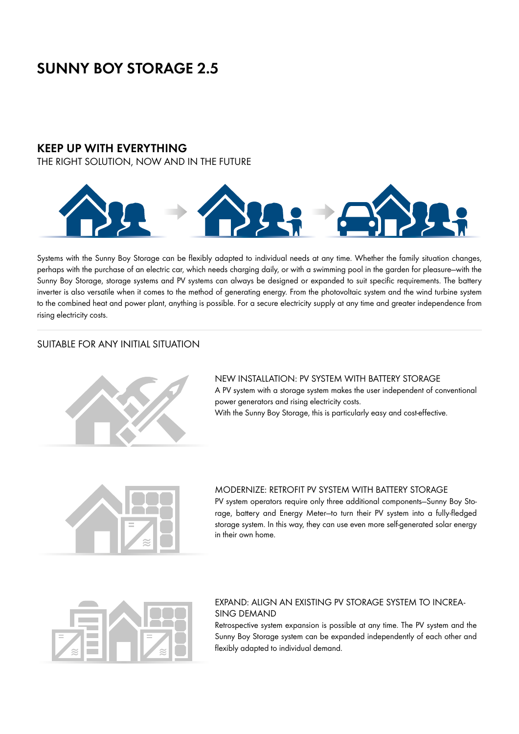# SUNNY BOY STORAGE 2.5

## KEEP UP WITH EVERYTHING

THE RIGHT SOLUTION, NOW AND IN THE FUTURE

Systems with the Sunny Boy Storage can be flexibly adapted to individual needs at any time. Whether the family situation changes, perhaps with the purchase of an electric car, which needs charging daily, or with a swimming pool in the garden for pleasure—with the Sunny Boy Storage, storage systems and PV systems can always be designed or expanded to suit specific requirements. The battery inverter is also versatile when it comes to the method of generating energy. From the photovoltaic system and the wind turbine system to the combined heat and power plant, anything is possible. For a secure electricity supply at any time and greater independence from rising electricity costs.

## SUITABLE FOR ANY INITIAL SITUATION

### NEW INSTALLATION: PV SYSTEM WITH BATTERY STORAGE

A PV system with a storage system makes the user independent of conventional power generators and rising electricity costs.
With the Sunny Boy Storage, this is particularly easy and cost-effective.

### MODERNIZE: RETROFIT PV SYSTEM WITH BATTERY STORAGE

PV system operators require only three additional components—Sunny Boy Storage, battery and Energy Meter—to turn their PV system into a fully-fledged storage system. In this way, they can use even more self-generated solar energy in their own home.

### EXPAND: ALIGN AN EXISTING PV STORAGE SYSTEM TO INCREASING DEMAND

Retrospective system expansion is possible at any time. The PV system and the Sunny Boy Storage system can be expanded independently of each other and flexibly adapted to individual demand.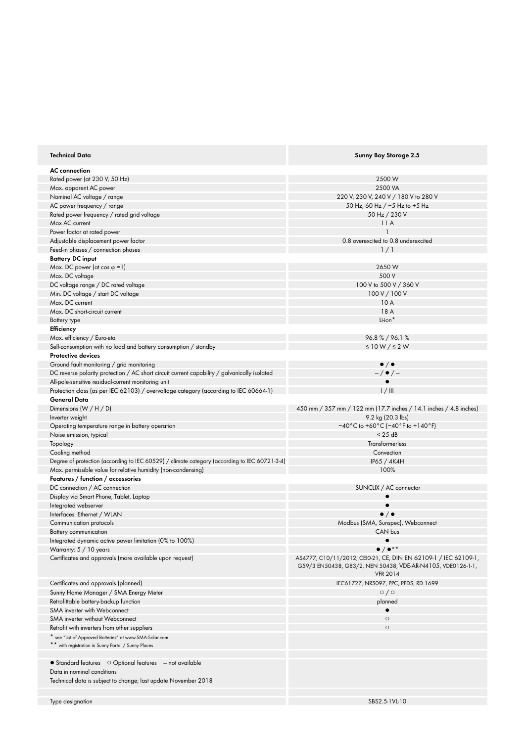| Technical Data | Sunny Boy Storage 2.5 |
| --- | --- |
| **AC connection** | |
| Rated power (at 230 V, 50 Hz) | 2500 W |
| Max. apparent AC power | 2500 VA |
| Nominal AC voltage / range | 220 V, 230 V, 240 V / 180 V to 280 V |
| AC power frequency / range | 50 Hz, 60 Hz / −5 Hz to +5 Hz |
| Rated power frequency / rated grid voltage | 50 Hz / 230 V |
| Max AC current | 11 A |
| Power factor at rated power | 1 |
| Adjustable displacement power factor | 0.8 overexcited to 0.8 underexcited |
| Feed-in phases / connection phases | 1 / 1 |
| **Battery DC input** | |
| Max. DC power (at cos φ =1) | 2650 W |
| Max. DC voltage | 500 V |
| DC voltage range / DC rated voltage | 100 V to 500 V / 360 V |
| Min. DC voltage / start DC voltage | 100 V / 100 V |
| Max. DC current | 10 A |
| Max. DC short-circuit current | 18 A |
| Battery type | Li-ion* |
| **Efficiency** | |
| Max. efficiency / Euro-eta | 96.8 % / 96.1 % |
| Self-consumption with no load and battery consumption / standby | ≤ 10 W / ≤ 2 W |
| **Protective devices** | |
| Ground fault monitoring / grid monitoring | ● / ● |
| DC reverse polarity protection / AC short circuit current capability / galvanically isolated | – / ● / – |
| All-pole-sensitive residual-current monitoring unit | ● |
| Protection class (as per IEC 62103) / overvoltage category (according to IEC 60664-1) | I / III |
| **General Data** | |
| Dimensions (W / H / D) | 450 mm / 357 mm / 122 mm (17.7 inches / 14.1 inches / 4.8 inches) |
| Inverter weight | 9.2 kg (20.3 lbs) |
| Operating temperature range in battery operation | −40°C to +60°C (−40°F to +140°F) |
| Noise emission, typical | < 25 dB |
| Topology | Transformerless |
| Cooling method | Convection |
| Degree of protection (according to IEC 60529) / climate category (according to IEC 60721-3-4) | IP65 / 4K4H |
| Max. permissible value for relative humidity (non-condensing) | 100% |
| **Features / function / accessories** | |
| DC connection / AC connection | SUNCLIX / AC connector |
| Display via Smart Phone, Tablet, Laptop | ● |
| Integrated webserver | ● |
| Interfaces: Ethernet / WLAN | ● / ● |
| Communication protocols | Modbus (SMA, Sunspec), Webconnect |
| Battery communication | CAN bus |
| Integrated dynamic active power limitation (0% to 100%) | ● |
| Warranty: 5 / 10 years | ● / ●** |
| Certificates and approvals (more available upon request) | AS4777, C10/11/2012, CEI0-21, CE, DIN EN 62109-1 / IEC 62109-1, G59/3 EN50438, G83/2, NEN 50438, VDE-AR-N4105, VDE0126-1-1, VFR 2014 |
| Certificates and approvals (planned) | IEC61727, NRS097, PPC, PPDS, RD 1699 |
| Sunny Home Manager / SMA Energy Meter | ○ / ○ |
| Retrofittable battery-backup function | planned |
| SMA inverter with Webconnect | ● |
| SMA inverter without Webconnect | ○ |
| Retrofit with inverters from other suppliers | ○ |
| Type designation | SBS2.5-1VL-10 |

\* see "List of Approved Batteries" at www.SMA-Solar.com
\*\* with registration in Sunny Portal / Sunny Places

● Standard features ○ Optional features – not available
Data in nominal conditions
Technical data is subject to change; last update November 2018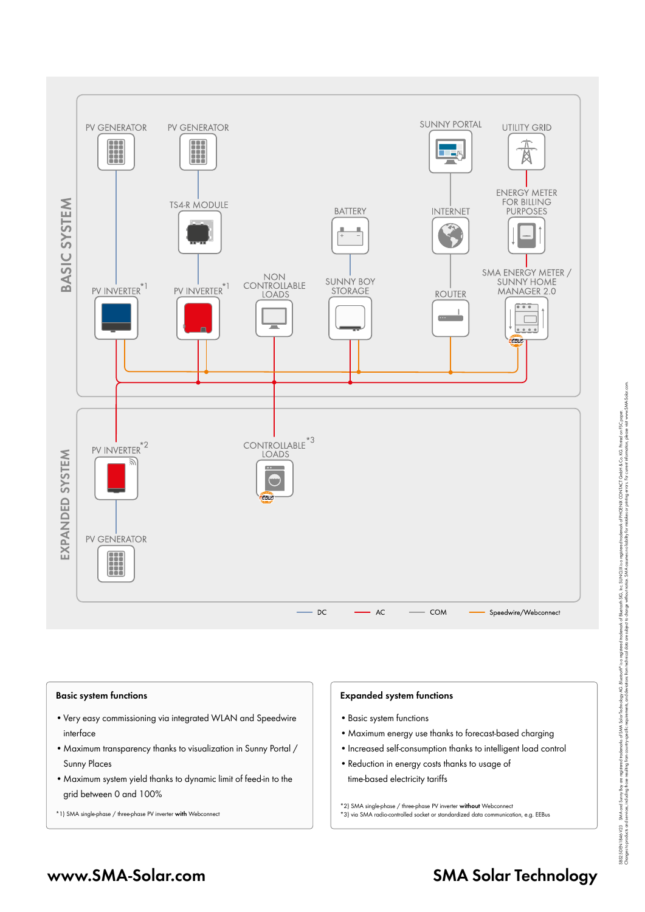BASIC SYSTEM

PV GENERATOR

PV GENERATOR

TS4-R MODULE

BATTERY

SUNNY PORTAL

UTILITY GRID

INTERNET

ENERGY METER FOR BILLING PURPOSES

PV INVERTER *1

PV INVERTER *1

NON CONTROLLABLE LOADS

SUNNY BOY STORAGE

ROUTER

SMA ENERGY METER / SUNNY HOME MANAGER 2.0

EXPANDED SYSTEM

PV INVERTER *2

CONTROLLABLE LOADS *3

PV GENERATOR

DC

AC

COM

Speedwire/Webconnect

**Basic system functions**

- Very easy commissioning via integrated WLAN and Speedwire interface
- Maximum transparency thanks to visualization in Sunny Portal / Sunny Places
- Maximum system yield thanks to dynamic limit of feed-in to the grid between 0 and 100%

*1) SMA single-phase / three-phase PV inverter **with** Webconnect

**Expanded system functions**

- Basic system functions
- Maximum energy use thanks to forecast-based charging
- Increased self-consumption thanks to intelligent load control
- Reduction in energy costs thanks to usage of time-based electricity tariffs

*2) SMA single-phase / three-phase PV inverter **without** Webconnect
*3) via SMA radio-controlled socket or standardized data communication, e.g. EEBus

**www.SMA-Solar.com**

**SMA Solar Technology**